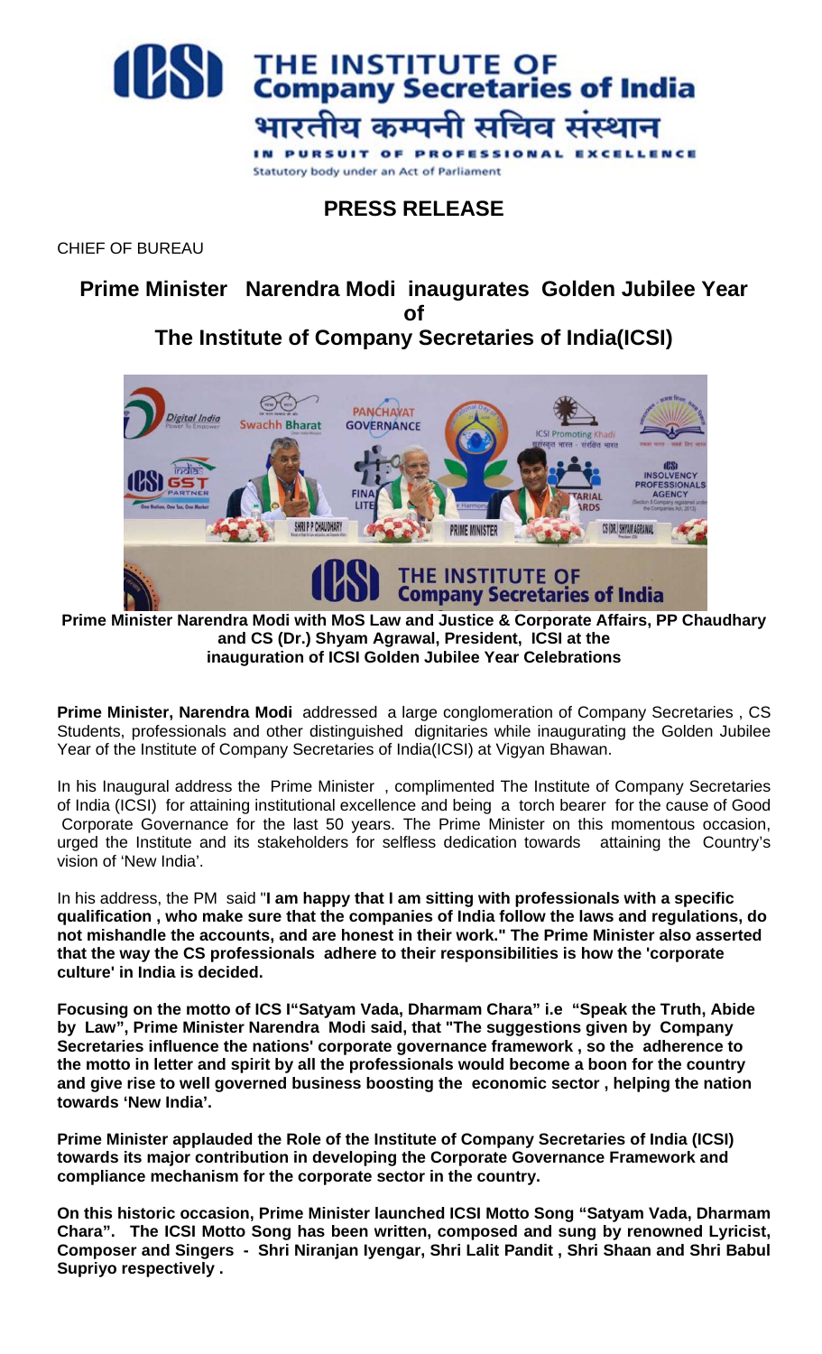# THE INSTITUTE OF Company Secretaries of India

भारतीय कम्पनी सचिव संस्थान

IN PURSUIT OF PROFESSIONAL EXCELLENCE

Statutory body under an Act of Parliament

## PRESS RELEASE

CHIEF OF BUREAU

## Prime Minister Narendra Modi inaugurates Golden Jubilee Year of The Institute of Company Secretaries of India(ICSI)

**Prime Minister Narendra Modi with MoS Law and Justice & Corporate Affairs, PP Chaudhary and CS (Dr.) Shyam Agrawal, President, ICSI at the inauguration of ICSI Golden Jubilee Year Celebrations**

**Prime Minister, Narendra Modi** addressed a large conglomeration of Company Secretaries , CS Students, professionals and other distinguished dignitaries while inaugurating the Golden Jubilee Year of the Institute of Company Secretaries of India(ICSI) at Vigyan Bhawan.

In his Inaugural address the Prime Minister , complimented The Institute of Company Secretaries of India (ICSI) for attaining institutional excellence and being a torch bearer for the cause of Good Corporate Governance for the last 50 years. The Prime Minister on this momentous occasion, urged the Institute and its stakeholders for selfless dedication towards attaining the Country's vision of 'New India'.

In his address, the PM said "**I am happy that I am sitting with professionals with a specific qualification , who make sure that the companies of India follow the laws and regulations, do not mishandle the accounts, and are honest in their work." The Prime Minister also asserted that the way the CS professionals adhere to their responsibilities is how the 'corporate culture' in India is decided.**

**Focusing on the motto of ICS I"Satyam Vada, Dharmam Chara" i.e "Speak the Truth, Abide by Law", Prime Minister Narendra Modi said, that "The suggestions given by Company Secretaries influence the nations' corporate governance framework , so the adherence to the motto in letter and spirit by all the professionals would become a boon for the country and give rise to well governed business boosting the economic sector , helping the nation towards 'New India'.**

**Prime Minister applauded the Role of the Institute of Company Secretaries of India (ICSI) towards its major contribution in developing the Corporate Governance Framework and compliance mechanism for the corporate sector in the country.**

**On this historic occasion, Prime Minister launched ICSI Motto Song "Satyam Vada, Dharmam Chara". The ICSI Motto Song has been written, composed and sung by renowned Lyricist, Composer and Singers - Shri Niranjan Iyengar, Shri Lalit Pandit , Shri Shaan and Shri Babul Supriyo respectively .**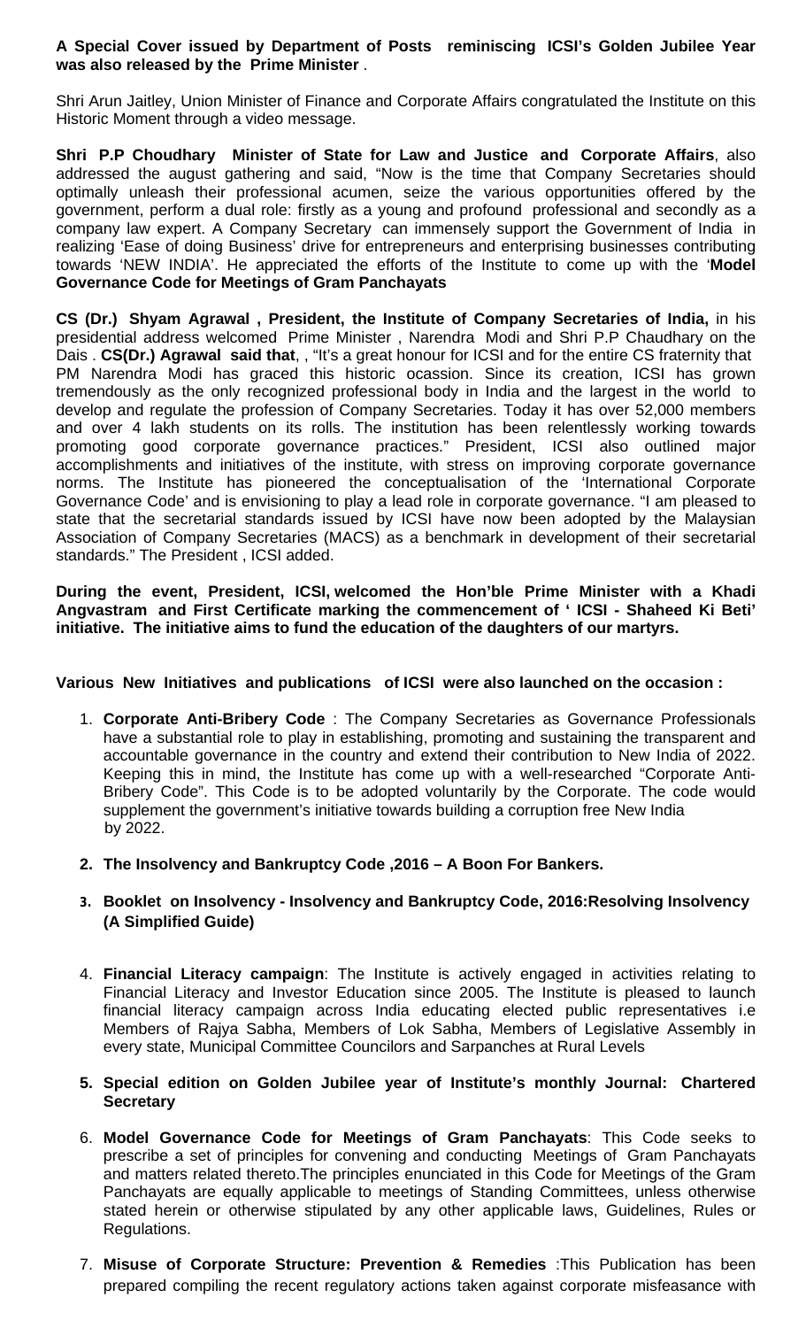**A Special Cover issued by Department of Posts reminiscing ICSI's Golden Jubilee Year was also released by the Prime Minister** .

Shri Arun Jaitley, Union Minister of Finance and Corporate Affairs congratulated the Institute on this Historic Moment through a video message.

**Shri P.P Choudhary Minister of State for Law and Justice and Corporate Affairs**, also addressed the august gathering and said, "Now is the time that Company Secretaries should optimally unleash their professional acumen, seize the various opportunities offered by the government, perform a dual role: firstly as a young and profound professional and secondly as a company law expert. A Company Secretary can immensely support the Government of India in realizing 'Ease of doing Business' drive for entrepreneurs and enterprising businesses contributing towards 'NEW INDIA'. He appreciated the efforts of the Institute to come up with the '**Model Governance Code for Meetings of Gram Panchayats**

**CS (Dr.) Shyam Agrawal , President, the Institute of Company Secretaries of India,** in his presidential address welcomed Prime Minister , Narendra Modi and Shri P.P Chaudhary on the Dais . **CS(Dr.) Agrawal said that**, , "It's a great honour for ICSI and for the entire CS fraternity that PM Narendra Modi has graced this historic ocassion. Since its creation, ICSI has grown tremendously as the only recognized professional body in India and the largest in the world to develop and regulate the profession of Company Secretaries. Today it has over 52,000 members and over 4 lakh students on its rolls. The institution has been relentlessly working towards promoting good corporate governance practices." President, ICSI also outlined major accomplishments and initiatives of the institute, with stress on improving corporate governance norms. The Institute has pioneered the conceptualisation of the 'International Corporate Governance Code' and is envisioning to play a lead role in corporate governance. "I am pleased to state that the secretarial standards issued by ICSI have now been adopted by the Malaysian Association of Company Secretaries (MACS) as a benchmark in development of their secretarial standards." The President , ICSI added.

**During the event, President, ICSI, welcomed the Hon'ble Prime Minister with a Khadi Angvastram and First Certificate marking the commencement of ' ICSI - Shaheed Ki Beti' initiative. The initiative aims to fund the education of the daughters of our martyrs.**

**Various New Initiatives and publications of ICSI were also launched on the occasion :**

1. **Corporate Anti-Bribery Code** : The Company Secretaries as Governance Professionals have a substantial role to play in establishing, promoting and sustaining the transparent and accountable governance in the country and extend their contribution to New India of 2022. Keeping this in mind, the Institute has come up with a well-researched "Corporate Anti-Bribery Code". This Code is to be adopted voluntarily by the Corporate. The code would supplement the government's initiative towards building a corruption free New India by 2022.

2. **The Insolvency and Bankruptcy Code ,2016 – A Boon For Bankers.**

3. **Booklet on Insolvency - Insolvency and Bankruptcy Code, 2016:Resolving Insolvency (A Simplified Guide)**

4. **Financial Literacy campaign**: The Institute is actively engaged in activities relating to Financial Literacy and Investor Education since 2005. The Institute is pleased to launch financial literacy campaign across India educating elected public representatives i.e Members of Rajya Sabha, Members of Lok Sabha, Members of Legislative Assembly in every state, Municipal Committee Councilors and Sarpanches at Rural Levels

5. **Special edition on Golden Jubilee year of Institute's monthly Journal: Chartered Secretary**

6. **Model Governance Code for Meetings of Gram Panchayats**: This Code seeks to prescribe a set of principles for convening and conducting Meetings of Gram Panchayats and matters related thereto.The principles enunciated in this Code for Meetings of the Gram Panchayats are equally applicable to meetings of Standing Committees, unless otherwise stated herein or otherwise stipulated by any other applicable laws, Guidelines, Rules or Regulations.

7. **Misuse of Corporate Structure: Prevention & Remedies** :This Publication has been prepared compiling the recent regulatory actions taken against corporate misfeasance with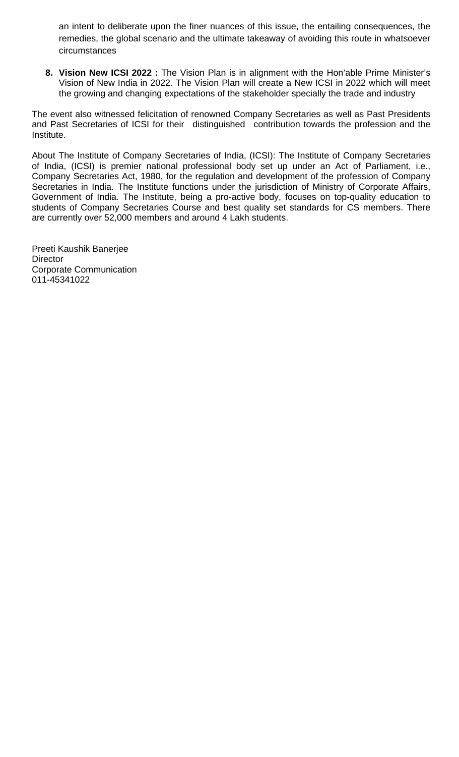an intent to deliberate upon the finer nuances of this issue, the entailing consequences, the remedies, the global scenario and the ultimate takeaway of avoiding this route in whatsoever circumstances

8. **Vision New ICSI 2022 :** The Vision Plan is in alignment with the Hon'able Prime Minister's Vision of New India in 2022. The Vision Plan will create a New ICSI in 2022 which will meet the growing and changing expectations of the stakeholder specially the trade and industry

The event also witnessed felicitation of renowned Company Secretaries as well as Past Presidents and Past Secretaries of ICSI for their distinguished contribution towards the profession and the Institute.

About The Institute of Company Secretaries of India, (ICSI): The Institute of Company Secretaries of India, (ICSI) is premier national professional body set up under an Act of Parliament, i.e., Company Secretaries Act, 1980, for the regulation and development of the profession of Company Secretaries in India. The Institute functions under the jurisdiction of Ministry of Corporate Affairs, Government of India. The Institute, being a pro-active body, focuses on top-quality education to students of Company Secretaries Course and best quality set standards for CS members. There are currently over 52,000 members and around 4 Lakh students.

Preeti Kaushik Banerjee
Director
Corporate Communication
011-45341022